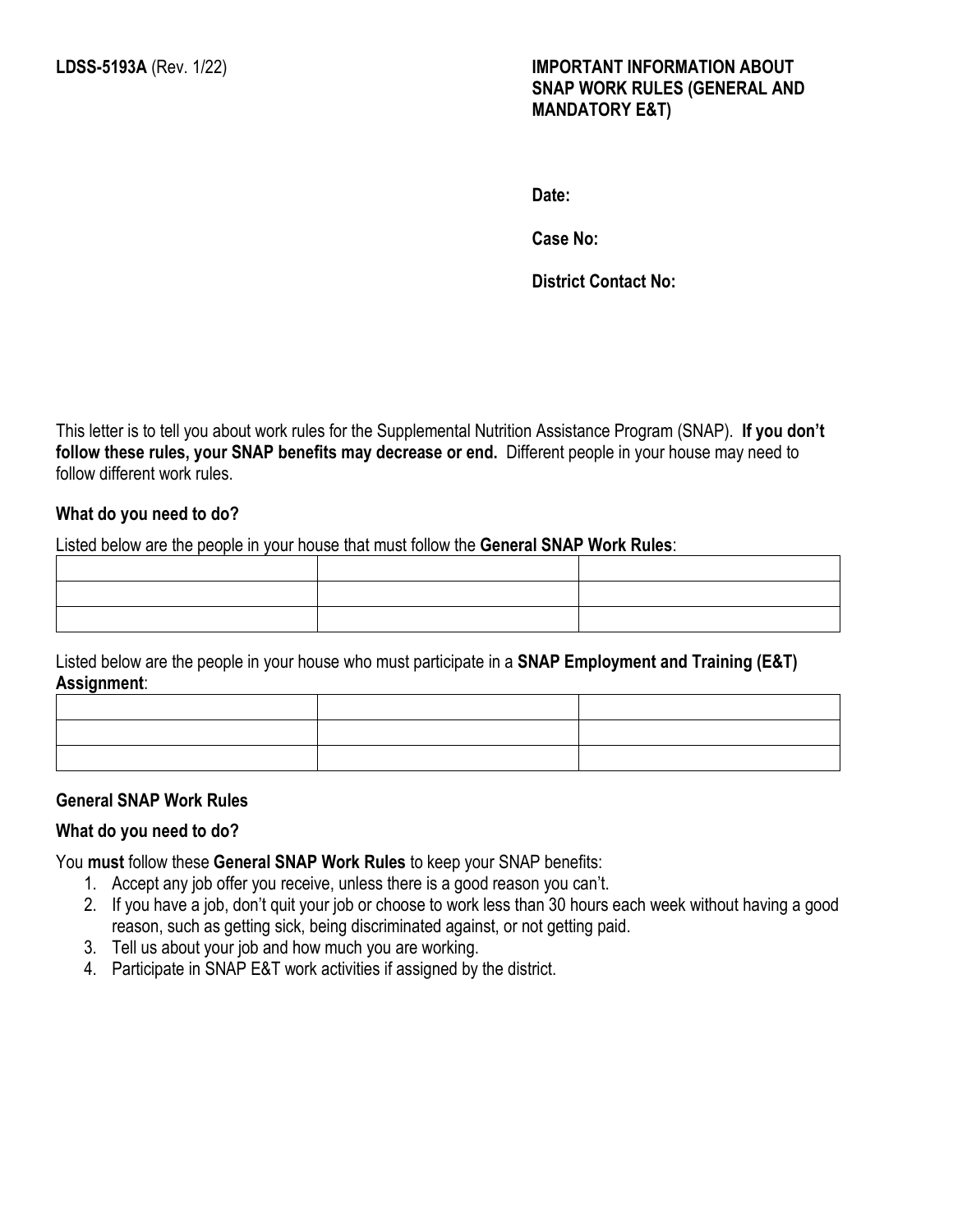**LDSS-5193A** (Rev. 1/22)

**IMPORTANT INFORMATION ABOUT SNAP WORK RULES (GENERAL AND MANDATORY E&T)**

**Date:**

**Case No:**

**District Contact No:**

This letter is to tell you about work rules for the Supplemental Nutrition Assistance Program (SNAP). **If you don't follow these rules, your SNAP benefits may decrease or end.** Different people in your house may need to follow different work rules.

**What do you need to do?**

Listed below are the people in your house that must follow the **General SNAP Work Rules**:

| | | |
|---|---|---|
| | | |
| | | |
| | | |

Listed below are the people in your house who must participate in a **SNAP Employment and Training (E&T) Assignment**:

| | | |
|---|---|---|
| | | |
| | | |
| | | |

**General SNAP Work Rules**

**What do you need to do?**

You **must** follow these **General SNAP Work Rules** to keep your SNAP benefits:

1. Accept any job offer you receive, unless there is a good reason you can't.
2. If you have a job, don't quit your job or choose to work less than 30 hours each week without having a good reason, such as getting sick, being discriminated against, or not getting paid.
3. Tell us about your job and how much you are working.
4. Participate in SNAP E&T work activities if assigned by the district.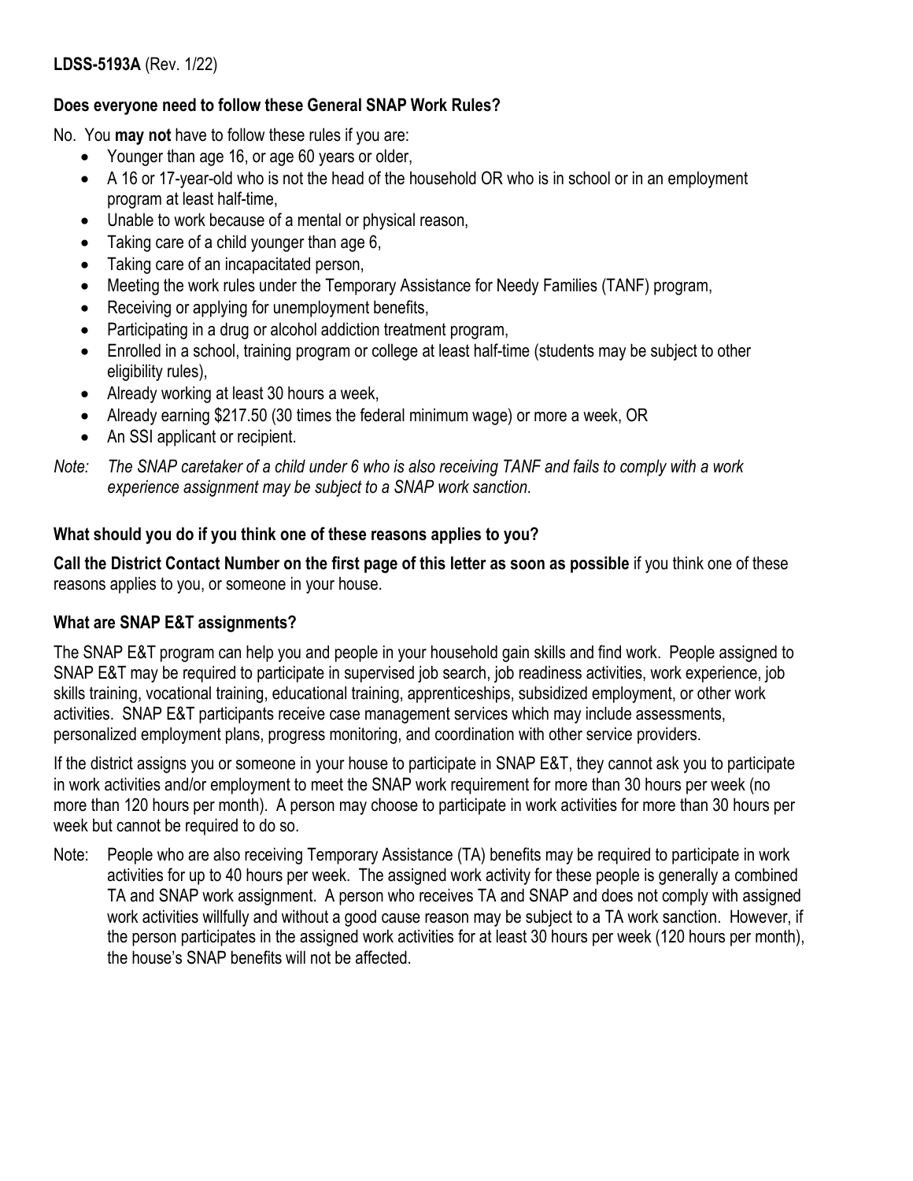**LDSS-5193A** (Rev. 1/22)

**Does everyone need to follow these General SNAP Work Rules?**

No. You **may not** have to follow these rules if you are:

- Younger than age 16, or age 60 years or older,
- A 16 or 17-year-old who is not the head of the household OR who is in school or in an employment program at least half-time,
- Unable to work because of a mental or physical reason,
- Taking care of a child younger than age 6,
- Taking care of an incapacitated person,
- Meeting the work rules under the Temporary Assistance for Needy Families (TANF) program,
- Receiving or applying for unemployment benefits,
- Participating in a drug or alcohol addiction treatment program,
- Enrolled in a school, training program or college at least half-time (students may be subject to other eligibility rules),
- Already working at least 30 hours a week,
- Already earning $217.50 (30 times the federal minimum wage) or more a week, OR
- An SSI applicant or recipient.

*Note: The SNAP caretaker of a child under 6 who is also receiving TANF and fails to comply with a work experience assignment may be subject to a SNAP work sanction.*

**What should you do if you think one of these reasons applies to you?**

**Call the District Contact Number on the first page of this letter as soon as possible** if you think one of these reasons applies to you, or someone in your house.

**What are SNAP E&T assignments?**

The SNAP E&T program can help you and people in your household gain skills and find work. People assigned to SNAP E&T may be required to participate in supervised job search, job readiness activities, work experience, job skills training, vocational training, educational training, apprenticeships, subsidized employment, or other work activities. SNAP E&T participants receive case management services which may include assessments, personalized employment plans, progress monitoring, and coordination with other service providers.

If the district assigns you or someone in your house to participate in SNAP E&T, they cannot ask you to participate in work activities and/or employment to meet the SNAP work requirement for more than 30 hours per week (no more than 120 hours per month). A person may choose to participate in work activities for more than 30 hours per week but cannot be required to do so.

Note: People who are also receiving Temporary Assistance (TA) benefits may be required to participate in work activities for up to 40 hours per week. The assigned work activity for these people is generally a combined TA and SNAP work assignment. A person who receives TA and SNAP and does not comply with assigned work activities willfully and without a good cause reason may be subject to a TA work sanction. However, if the person participates in the assigned work activities for at least 30 hours per week (120 hours per month), the house's SNAP benefits will not be affected.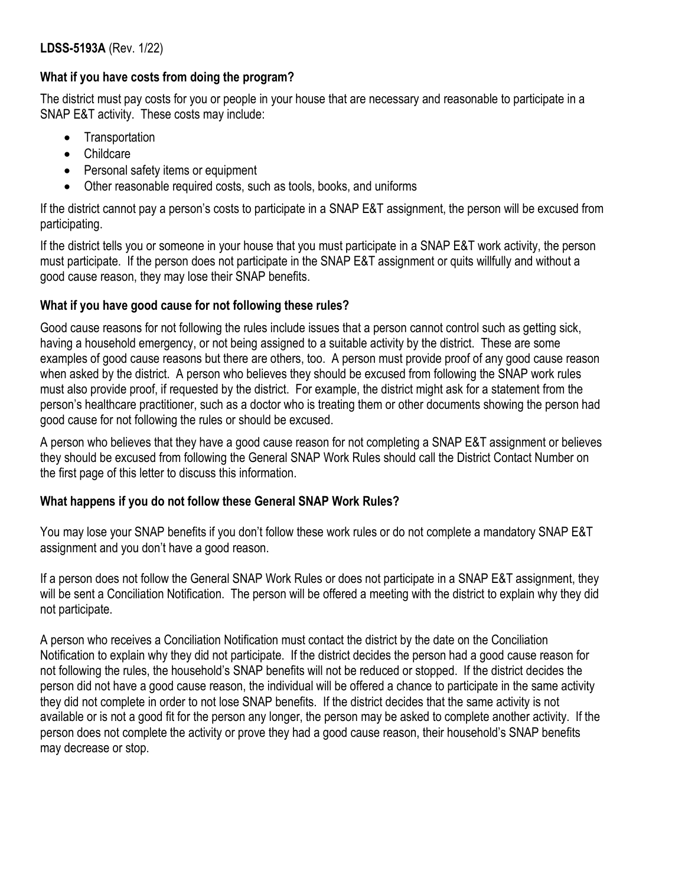### What if you have costs from doing the program?

The district must pay costs for you or people in your house that are necessary and reasonable to participate in a SNAP E&T activity. These costs may include:

- Transportation
- Childcare
- Personal safety items or equipment
- Other reasonable required costs, such as tools, books, and uniforms

If the district cannot pay a person's costs to participate in a SNAP E&T assignment, the person will be excused from participating.

If the district tells you or someone in your house that you must participate in a SNAP E&T work activity, the person must participate. If the person does not participate in the SNAP E&T assignment or quits willfully and without a good cause reason, they may lose their SNAP benefits.

### What if you have good cause for not following these rules?

Good cause reasons for not following the rules include issues that a person cannot control such as getting sick, having a household emergency, or not being assigned to a suitable activity by the district. These are some examples of good cause reasons but there are others, too. A person must provide proof of any good cause reason when asked by the district. A person who believes they should be excused from following the SNAP work rules must also provide proof, if requested by the district. For example, the district might ask for a statement from the person's healthcare practitioner, such as a doctor who is treating them or other documents showing the person had good cause for not following the rules or should be excused.

A person who believes that they have a good cause reason for not completing a SNAP E&T assignment or believes they should be excused from following the General SNAP Work Rules should call the District Contact Number on the first page of this letter to discuss this information.

### What happens if you do not follow these General SNAP Work Rules?

You may lose your SNAP benefits if you don't follow these work rules or do not complete a mandatory SNAP E&T assignment and you don't have a good reason.

If a person does not follow the General SNAP Work Rules or does not participate in a SNAP E&T assignment, they will be sent a Conciliation Notification. The person will be offered a meeting with the district to explain why they did not participate.

A person who receives a Conciliation Notification must contact the district by the date on the Conciliation Notification to explain why they did not participate. If the district decides the person had a good cause reason for not following the rules, the household's SNAP benefits will not be reduced or stopped. If the district decides the person did not have a good cause reason, the individual will be offered a chance to participate in the same activity they did not complete in order to not lose SNAP benefits. If the district decides that the same activity is not available or is not a good fit for the person any longer, the person may be asked to complete another activity. If the person does not complete the activity or prove they had a good cause reason, their household's SNAP benefits may decrease or stop.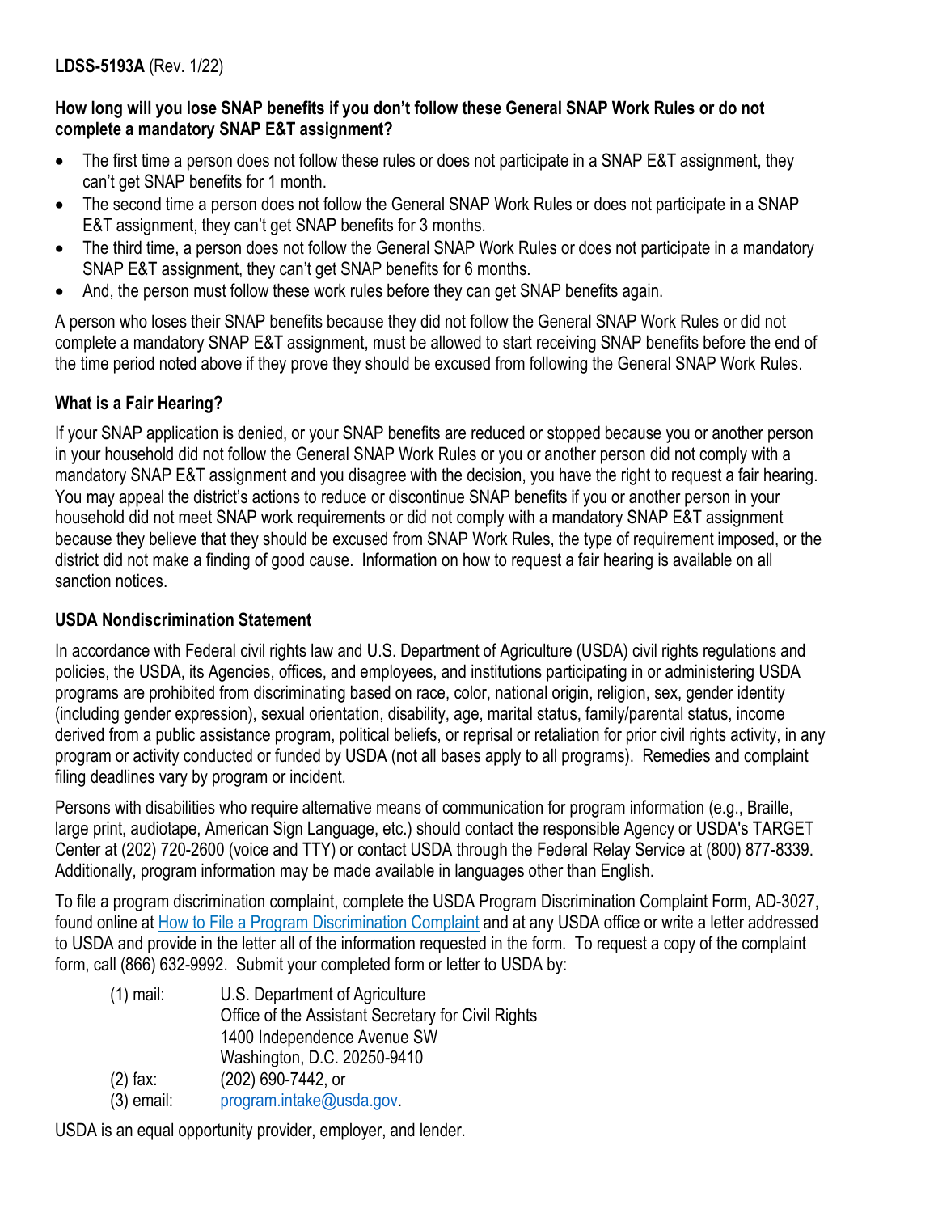**LDSS-5193A** (Rev. 1/22)

### How long will you lose SNAP benefits if you don't follow these General SNAP Work Rules or do not complete a mandatory SNAP E&T assignment?

- The first time a person does not follow these rules or does not participate in a SNAP E&T assignment, they can't get SNAP benefits for 1 month.
- The second time a person does not follow the General SNAP Work Rules or does not participate in a SNAP E&T assignment, they can't get SNAP benefits for 3 months.
- The third time, a person does not follow the General SNAP Work Rules or does not participate in a mandatory SNAP E&T assignment, they can't get SNAP benefits for 6 months.
- And, the person must follow these work rules before they can get SNAP benefits again.

A person who loses their SNAP benefits because they did not follow the General SNAP Work Rules or did not complete a mandatory SNAP E&T assignment, must be allowed to start receiving SNAP benefits before the end of the time period noted above if they prove they should be excused from following the General SNAP Work Rules.

### What is a Fair Hearing?

If your SNAP application is denied, or your SNAP benefits are reduced or stopped because you or another person in your household did not follow the General SNAP Work Rules or you or another person did not comply with a mandatory SNAP E&T assignment and you disagree with the decision, you have the right to request a fair hearing. You may appeal the district's actions to reduce or discontinue SNAP benefits if you or another person in your household did not meet SNAP work requirements or did not comply with a mandatory SNAP E&T assignment because they believe that they should be excused from SNAP Work Rules, the type of requirement imposed, or the district did not make a finding of good cause. Information on how to request a fair hearing is available on all sanction notices.

### USDA Nondiscrimination Statement

In accordance with Federal civil rights law and U.S. Department of Agriculture (USDA) civil rights regulations and policies, the USDA, its Agencies, offices, and employees, and institutions participating in or administering USDA programs are prohibited from discriminating based on race, color, national origin, religion, sex, gender identity (including gender expression), sexual orientation, disability, age, marital status, family/parental status, income derived from a public assistance program, political beliefs, or reprisal or retaliation for prior civil rights activity, in any program or activity conducted or funded by USDA (not all bases apply to all programs). Remedies and complaint filing deadlines vary by program or incident.

Persons with disabilities who require alternative means of communication for program information (e.g., Braille, large print, audiotape, American Sign Language, etc.) should contact the responsible Agency or USDA's TARGET Center at (202) 720-2600 (voice and TTY) or contact USDA through the Federal Relay Service at (800) 877-8339. Additionally, program information may be made available in languages other than English.

To file a program discrimination complaint, complete the USDA Program Discrimination Complaint Form, AD-3027, found online at How to File a Program Discrimination Complaint and at any USDA office or write a letter addressed to USDA and provide in the letter all of the information requested in the form. To request a copy of the complaint form, call (866) 632-9992. Submit your completed form or letter to USDA by:

(1) mail: U.S. Department of Agriculture
Office of the Assistant Secretary for Civil Rights
1400 Independence Avenue SW
Washington, D.C. 20250-9410

(2) fax: (202) 690-7442, or

(3) email: program.intake@usda.gov.

USDA is an equal opportunity provider, employer, and lender.